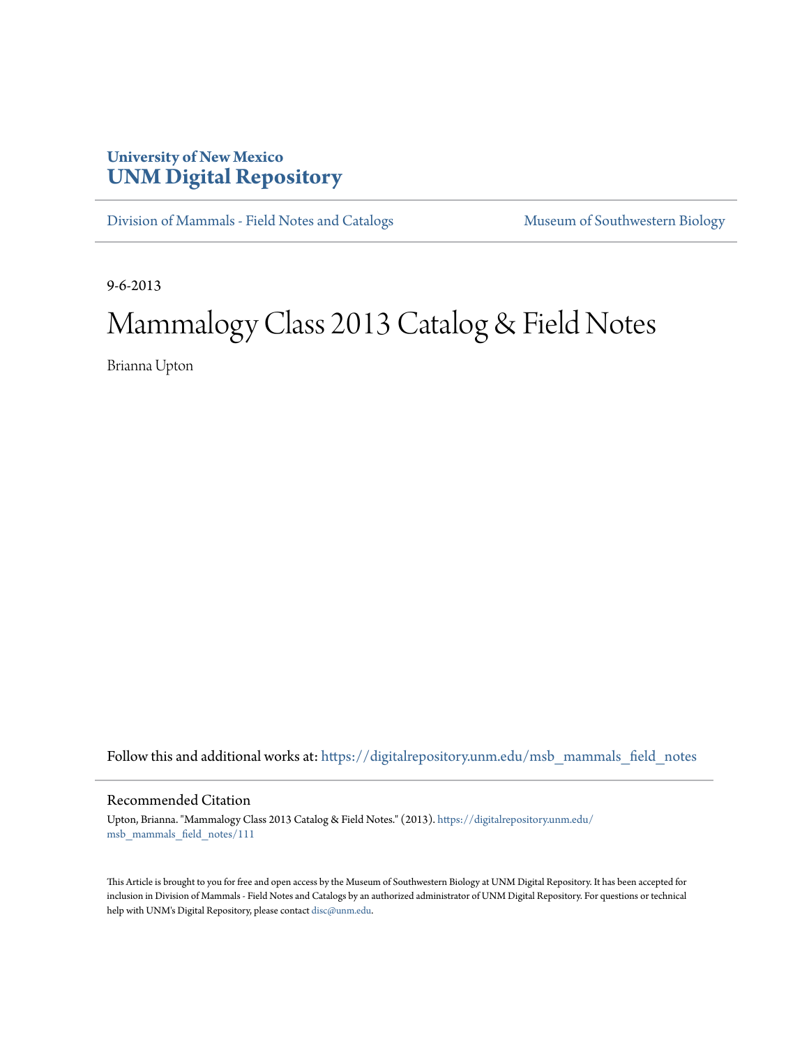**University of New Mexico**
**UNM Digital Repository**

Division of Mammals - Field Notes and Catalogs | Museum of Southwestern Biology

9-6-2013

# Mammalogy Class 2013 Catalog & Field Notes

Brianna Upton

Follow this and additional works at: https://digitalrepository.unm.edu/msb_mammals_field_notes

## Recommended Citation

Upton, Brianna. "Mammalogy Class 2013 Catalog & Field Notes." (2013). https://digitalrepository.unm.edu/msb_mammals_field_notes/111

This Article is brought to you for free and open access by the Museum of Southwestern Biology at UNM Digital Repository. It has been accepted for inclusion in Division of Mammals - Field Notes and Catalogs by an authorized administrator of UNM Digital Repository. For questions or technical help with UNM's Digital Repository, please contact disc@unm.edu.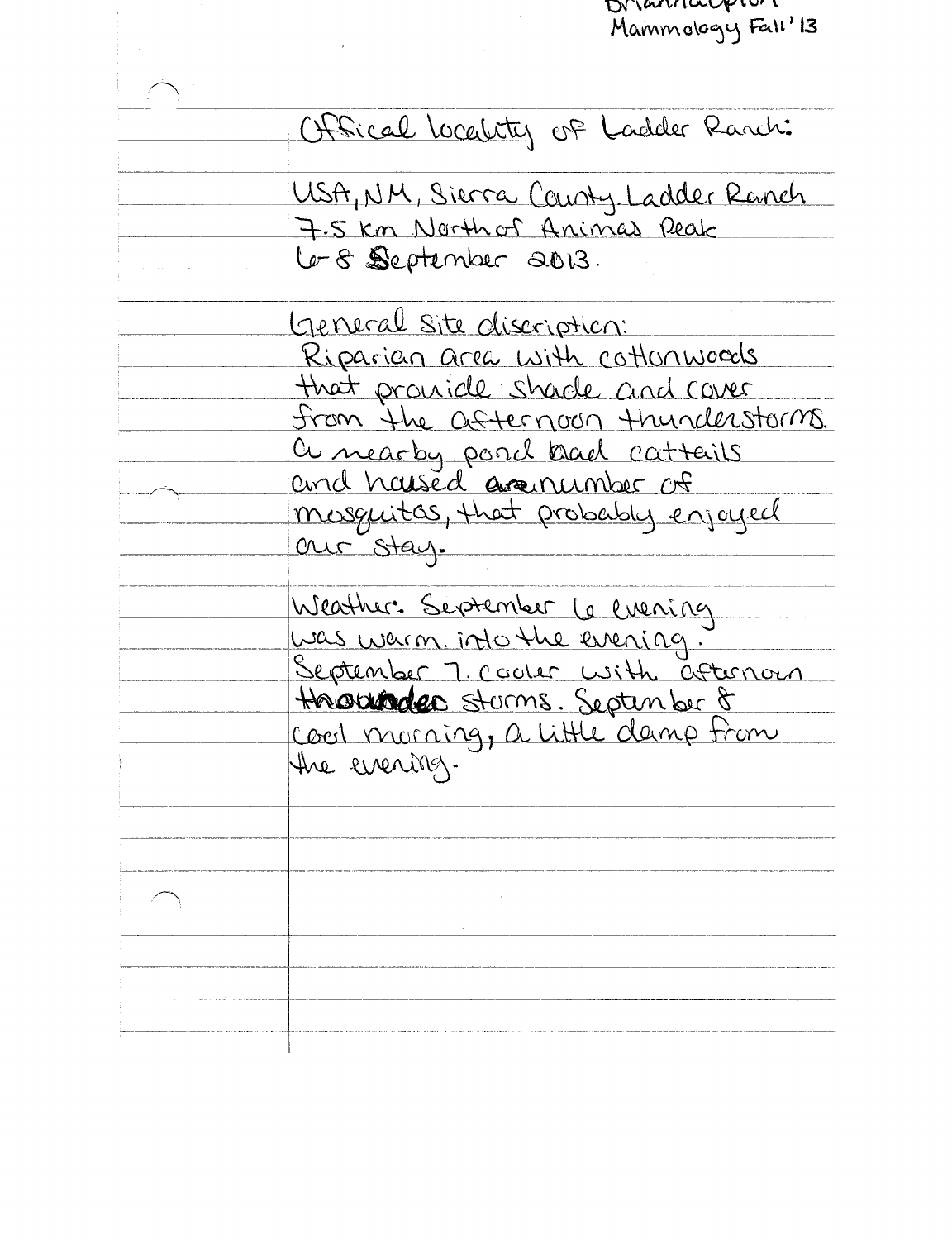Mammology Fall '13

Offical locality of Ladder Ranch:

USA, NM, Sierra County. Ladder Ranch
7.5 km North of Animas Peak
6-8 September 2013.

General site discription:
Riparian area with cottonwoods that provide shade and cover from the afternoon thunderstorms. a nearby pond had cattails and housed a number of mosquitos, that probably enjoyed our stay.

Weather: September 6 evening was warm. into the evening. September 7. cooler with afternoon thunder storms. September 8 cool morning, a little damp from the evening.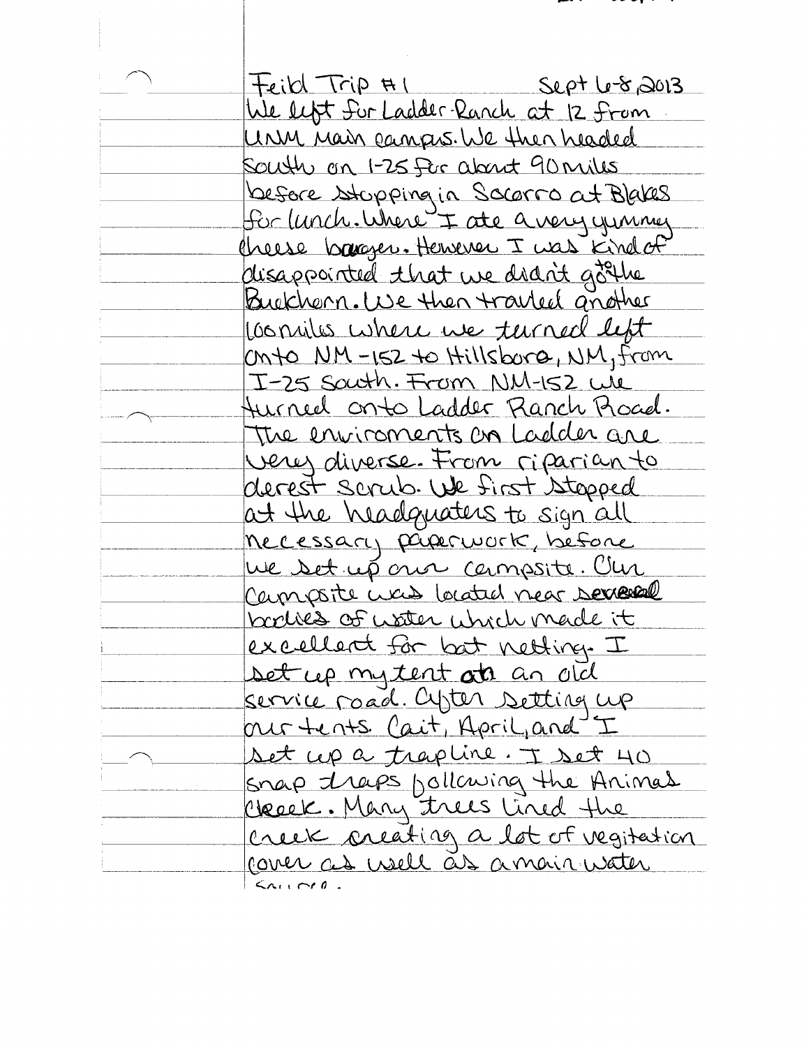Feild Trip #1 Sept 6-8, 2013

We left for Ladder Ranch at 12 from UNM Main campus. We then headed South on I-25 for about 90 miles before stopping in Socorro at Blakes for lunch. Where I ate a very yummy cheese burger. However I was kind of disappointed that we didn't go to the Buckhorn. We then travled another 100 miles where we turned left onto NM-152 to Hillsboro, NM, from I-25 South. From NM-152 we turned onto Ladder Ranch Road. The enviroments on Ladder are very diverse. From riparian to derest scrub. We first stopped at the headquaters to sign all necessary paperwork, before we set up our campsite. Our campsite was located near several bodies of water which made it excellent for bat netting. I set up my tent on an old service road. After setting up our tents. Cait, April, and I set up a trapline. I set 40 snap traps following the Animas Creek. Many trees lined the creek creating a lot of vegitation cover as well as a main water source.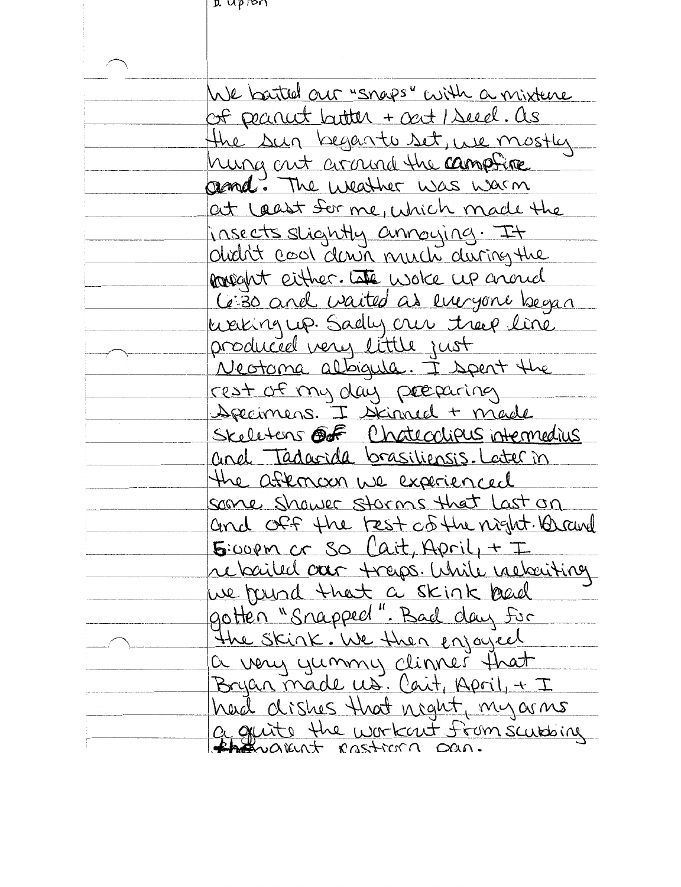We baited our "snaps" with a mixture of peanut butter + oat / seed. As the sun began to set, we mostly hung out around the campfire ~~area~~. The weather was warm at least for me, which made the insects slightly annoying. It didn't cool down much during the night either. We woke up around 6:30 and waited as everyone began waking up. Sadly our trap line produced very little just *Neotoma albigula*. I spent the rest of my day preparing specimens. I skinned + made skeletons of *Chaetodipus intermedius* and *Tadarida brasiliensis*. Later in the afternoon we experienced some shower storms that last on and off the rest of the night. Around 5:00pm or so Cait, April, + I rebaited our traps. While rebaiting we found that a skink had gotten "snapped". Bad day for the skink. We then enjoyed a very yummy dinner that Bryan made us. Cait, April, + I had dishes that night, my arms a quite the workout from scrubbing the giant rostrum pan.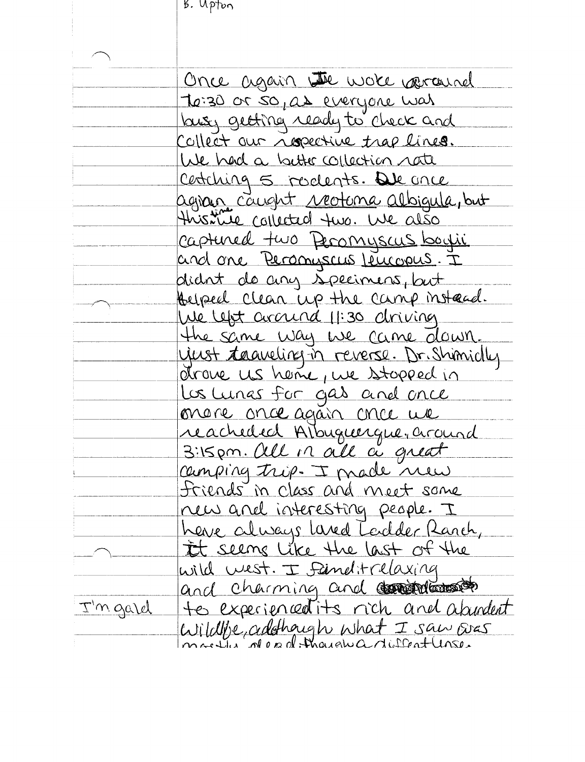B. Upton

Once again we woke around 10:30 or so, as everyone was busy getting ready to check and collect our respective trap lines. We had a better collection rate catching 5 rodents. We once agian caught _Neotoma albigula_, but this time we collected two. We also captured two _Peromyscus boylii_ and one _Peromyscus leucopus_. I didnt do any specimens, but helped clean up the camp instead. We left around 11:30 driving the same way we came down. Just traveling in reverse. Dr. Shimidly drove us home, we stopped in Los Lunas for gas and once more once again once we reached Albuquerque, around 3:15pm. All in all a great camping trip. I made new friends in class and meet some new and interesting people. I have always loved Ladder Ranch, it seems like the last of the wild west. I find it relaxing and charming and I'm gald to experienced its rich and abundant wildlife, although what I saw was mostly dead though a different lense.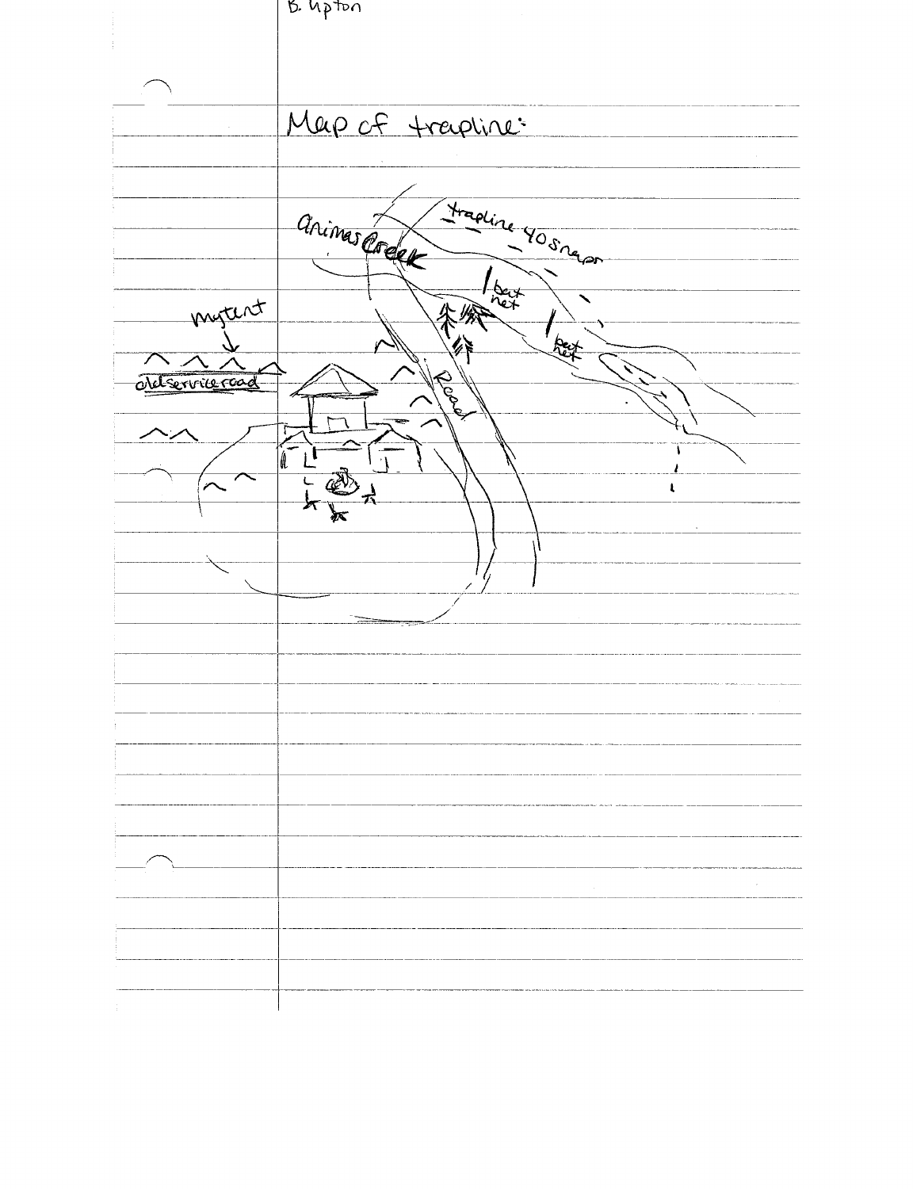B. Upton

Map of trapline:

Animas Creek

trapline 40 snaps

bait net

bait net

my tent

old service road

Road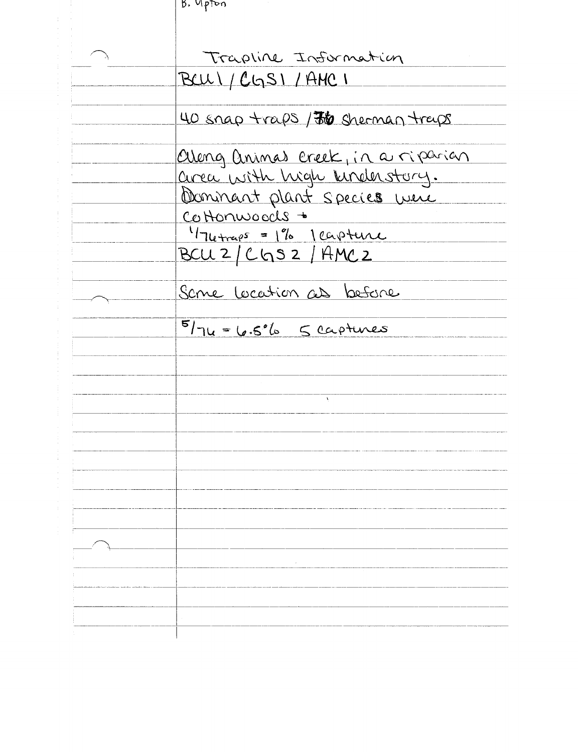B. Upton

# Trapline Information

BCU1 / CGS1 / AMC1

40 snap traps / 36 sherman traps

Along Animas Creek, in a riparian area with high understory. Dominant plant species were cottonwoods +

1/76 traps = 1% 1 capture

BCU2 / CGS2 / AMC2

Same location as before

5/76 = 6.5% 5 captures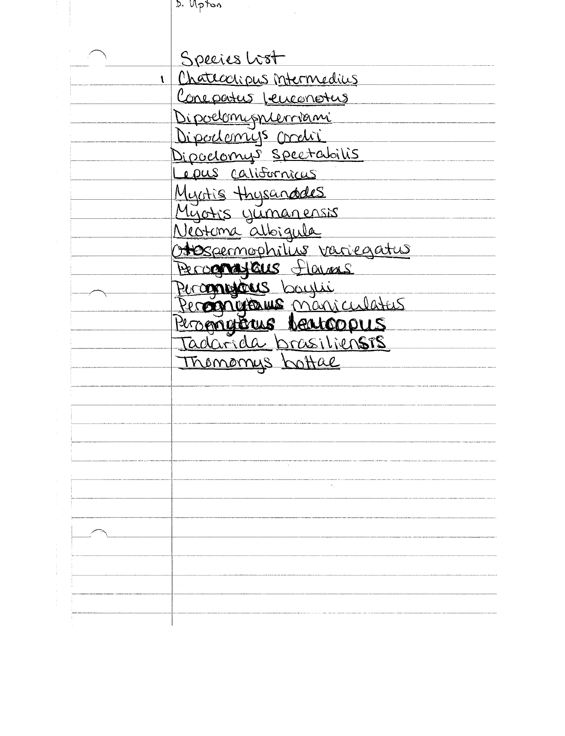D. Upton

Species List

1 Chaetodipus intermedius
Conepatus leuconotus
Dipodomys merriami
Dipodomys ordii
Dipodomys spectabilis
Lepus californicus
Myotis thysanodes
Myotis yumanensis
Neotoma albigula
Otospermophilus variegatus
Perognathus flavus
Peromyscus boylii
Peromyscus maniculatus
Peromyscus leucopus
Tadarida brasiliensis
Thomomys bottae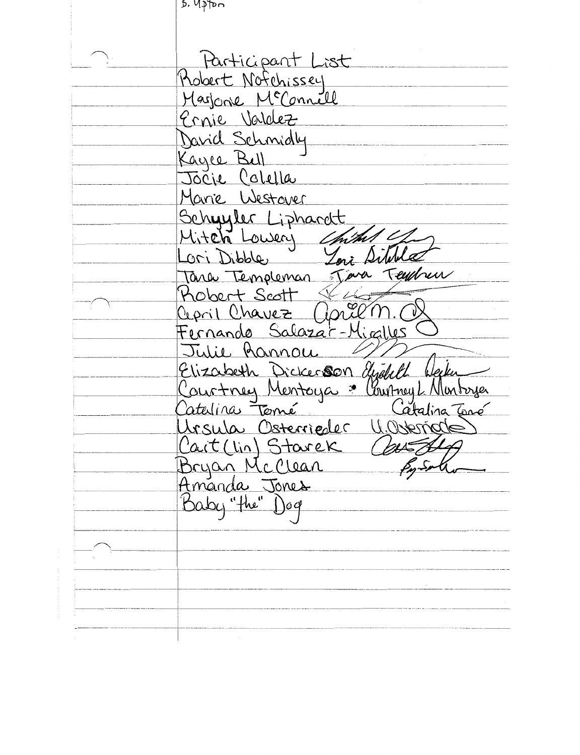B. Upton

# Participant List

Robert Nofchissey
Marjorie McConnell
Ernie Valdez
David Schmidly
Kayce Bull
Jocie Colella
Marie Westover
Schuyler Liphardt
Mitch Lowery
Lori Dibble
Tara Templeman
Robert Scott
April Chavez
Fernando Salazar-Miralles
Julie Rannou
Elizabeth Dickerson
Courtney Montoya
Catalina Tomé
Ursula Osterrieder
Cait(lin) Starek
Bryan McClean
Amanda Jones
Baby "the" Dog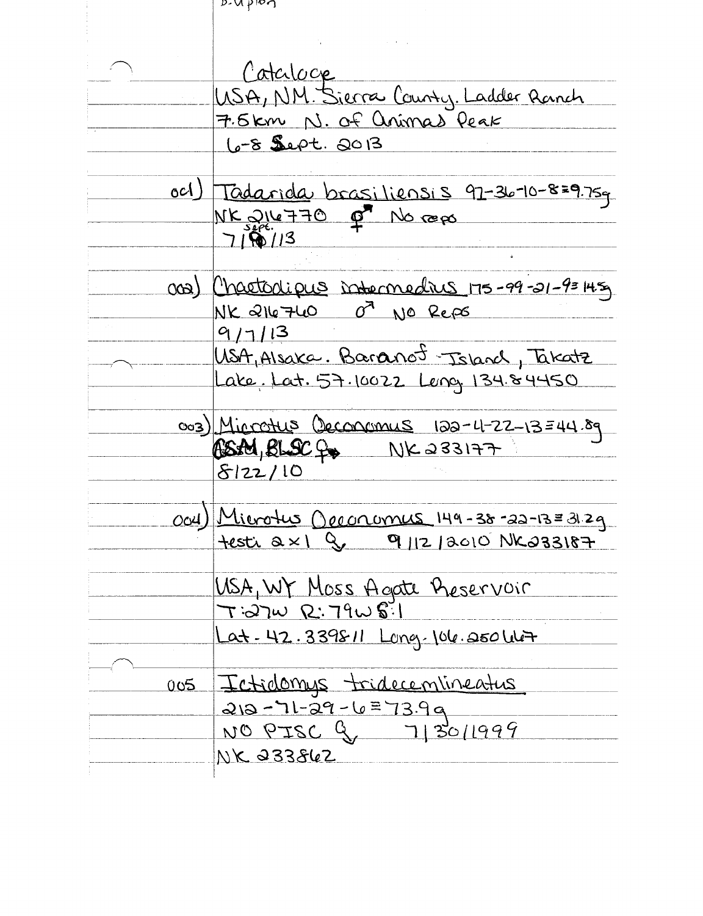D. Upton

Cataloge

USA, NM. Sierra County. Ladder Ranch

7.5km N. of Animas Peak

6-8 Sept. 2013

001) Tadarida brasiliensis 97-36-10-8=9.75g

NK 216770 ♀ No repo

7/Sept./13

002) Chaetodipus intermedius 175-99-21-9=14.5g

NK 216760 ♂ NO Repo

9/7/13

USA, Alsaka. Baranof Island, Takatz

Lake. Lat. 57.10022 Long 134.84450

003) Microtus Oeconomus 122-4-22-13=44.8g

BLSC ♀ NK 233177

8/22/10

004) Microtus Oeconomus 149-38-22-13=31.2g

testi 2x1 ♀ 9/12/2010 NK233187

USA, WY Moss Agate Reservoir

T:27W R:79W S:1

Lat-42.339811 Long-106.250667

005 Ictidomys tridecemlineatus

212-71-29-6=73.9g

NO PISC ♀ 7/30/1999

NK 233862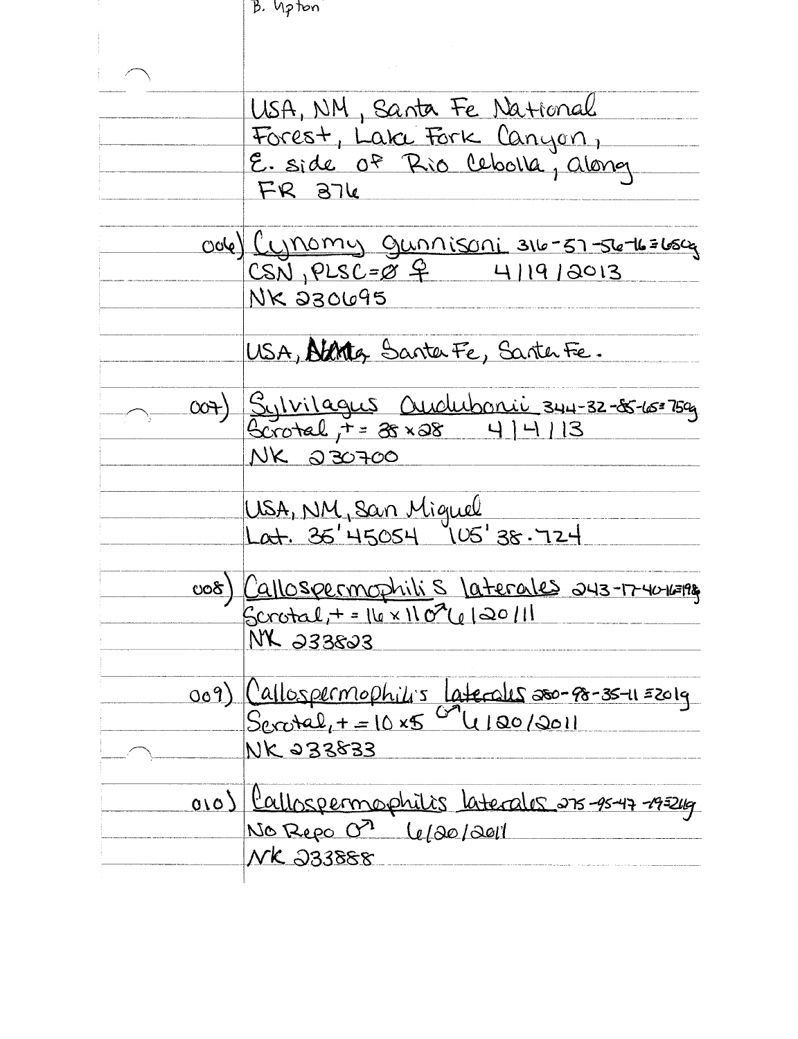B. Upton

USA, NM, Santa Fe National Forest, Lake Fork Canyon, E. side of Rio Cebolla, along FR 376

006) Cynomy gunnisoni 316-57-56-16=650g
CSN, PLSC=Ø ♀ 4/19/2013
NK 230695

USA, ~~Nata~~ Santa Fe, Santa Fe.

007) Sylvilagus audubonii 344-32-85-65=759g
Scrotal, + = 38 x 28 4/4/13
NK 230700

USA, NM, San Miguel
Lat. 35'45054 105'38.724

008) Callospermophilis laterales 243-17-40-16=198g
Scrotal, + = 16 x 11 ♂ 6/20/11
NK 233823

009) Callospermophilis laterales 280-98-35-11=201g
Scrotal, + = 10 x 5 ♂ 6/20/2011
NK 233833

010) Callospermophilis laterales 275-95-47-19=216g
No Repo ♂ 6/20/2011
NK 233888